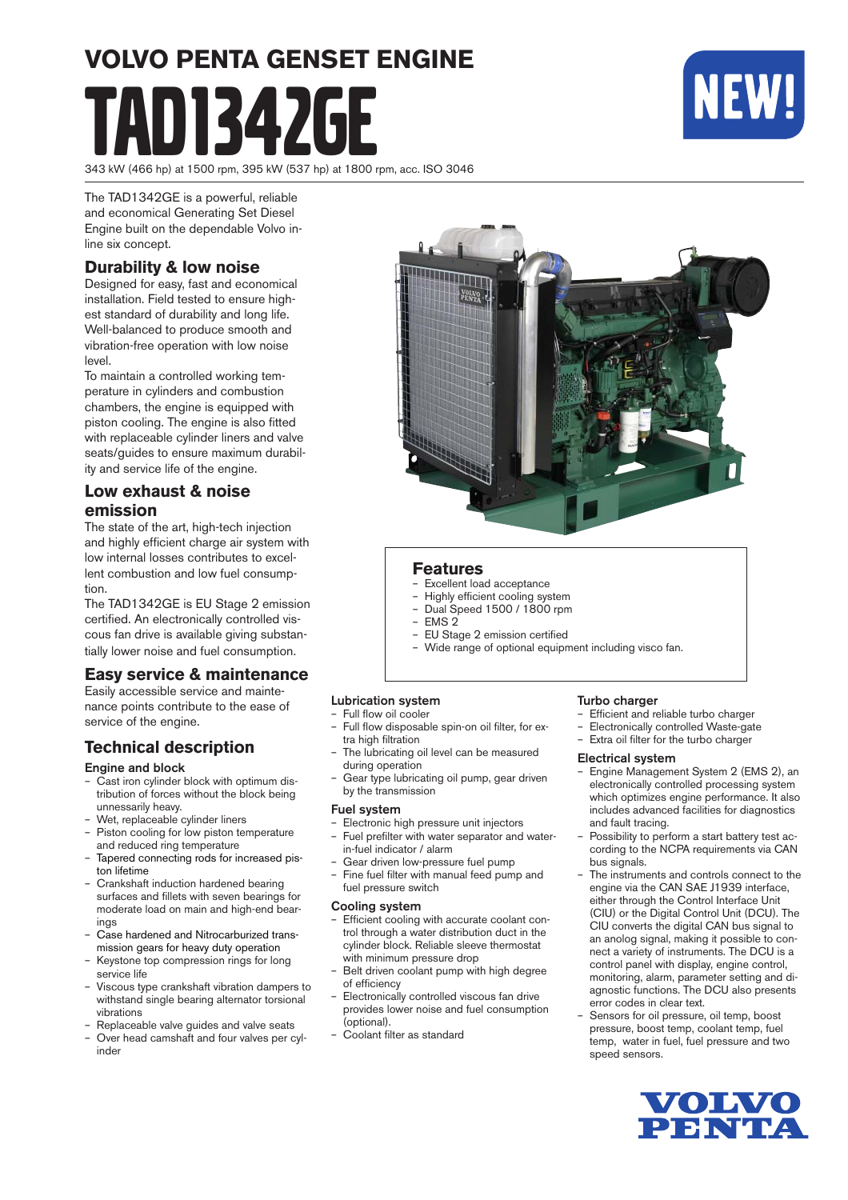# VOLVO PENTA GENSET ENGINE

# TAD1342GE

NEW!

343 kW (466 hp) at 1500 rpm, 395 kW (537 hp) at 1800 rpm, acc. ISO 3046

The TAD1342GE is a powerful, reliable and economical Generating Set Diesel Engine built on the dependable Volvo in-line six concept.

## Durability & low noise

Designed for easy, fast and economical installation. Field tested to ensure highest standard of durability and long life. Well-balanced to produce smooth and vibration-free operation with low noise level.

To maintain a controlled working temperature in cylinders and combustion chambers, the engine is equipped with piston cooling. The engine is also fitted with replaceable cylinder liners and valve seats/guides to ensure maximum durability and service life of the engine.

## Low exhaust & noise emission

The state of the art, high-tech injection and highly efficient charge air system with low internal losses contributes to excellent combustion and low fuel consumption.

The TAD1342GE is EU Stage 2 emission certified. An electronically controlled viscous fan drive is available giving substantially lower noise and fuel consumption.

## Easy service & maintenance

Easily accessible service and maintenance points contribute to the ease of service of the engine.

## Features

- Excellent load acceptance
- Highly efficient cooling system
- Dual Speed 1500 / 1800 rpm
- EMS 2
- EU Stage 2 emission certified
- Wide range of optional equipment including visco fan.

## Technical description

### Engine and block

- Cast iron cylinder block with optimum distribution of forces without the block being unnessarily heavy.
- Wet, replaceable cylinder liners
- Piston cooling for low piston temperature and reduced ring temperature
- Tapered connecting rods for increased piston lifetime
- Crankshaft induction hardened bearing surfaces and fillets with seven bearings for moderate load on main and high-end bearings
- Case hardened and Nitrocarburized transmission gears for heavy duty operation
- Keystone top compression rings for long service life
- Viscous type crankshaft vibration dampers to withstand single bearing alternator torsional vibrations
- Replaceable valve guides and valve seats
- Over head camshaft and four valves per cylinder

### Lubrication system

- Full flow oil cooler
- Full flow disposable spin-on oil filter, for extra high filtration
- The lubricating oil level can be measured during operation
- Gear type lubricating oil pump, gear driven by the transmission

### Fuel system

- Electronic high pressure unit injectors
- Fuel prefilter with water separator and water-in-fuel indicator / alarm
- Gear driven low-pressure fuel pump
- Fine fuel filter with manual feed pump and fuel pressure switch

### Cooling system

- Efficient cooling with accurate coolant control through a water distribution duct in the cylinder block. Reliable sleeve thermostat with minimum pressure drop
- Belt driven coolant pump with high degree of efficiency
- Electronically controlled viscous fan drive provides lower noise and fuel consumption (optional).
- Coolant filter as standard

### Turbo charger

- Efficient and reliable turbo charger
- Electronically controlled Waste-gate
- Extra oil filter for the turbo charger

### Electrical system

- Engine Management System 2 (EMS 2), an electronically controlled processing system which optimizes engine performance. It also includes advanced facilities for diagnostics and fault tracing.
- Possibility to perform a start battery test according to the NCPA requirements via CAN bus signals.
- The instruments and controls connect to the engine via the CAN SAE J1939 interface, either through the Control Interface Unit (CIU) or the Digital Control Unit (DCU). The CIU converts the digital CAN bus signal to an anolog signal, making it possible to connect a variety of instruments. The DCU is a control panel with display, engine control, monitoring, alarm, parameter setting and diagnostic functions. The DCU also presents error codes in clear text.
- Sensors for oil pressure, oil temp, boost pressure, boost temp, coolant temp, fuel temp, water in fuel, fuel pressure and two speed sensors.

VOLVO PENTA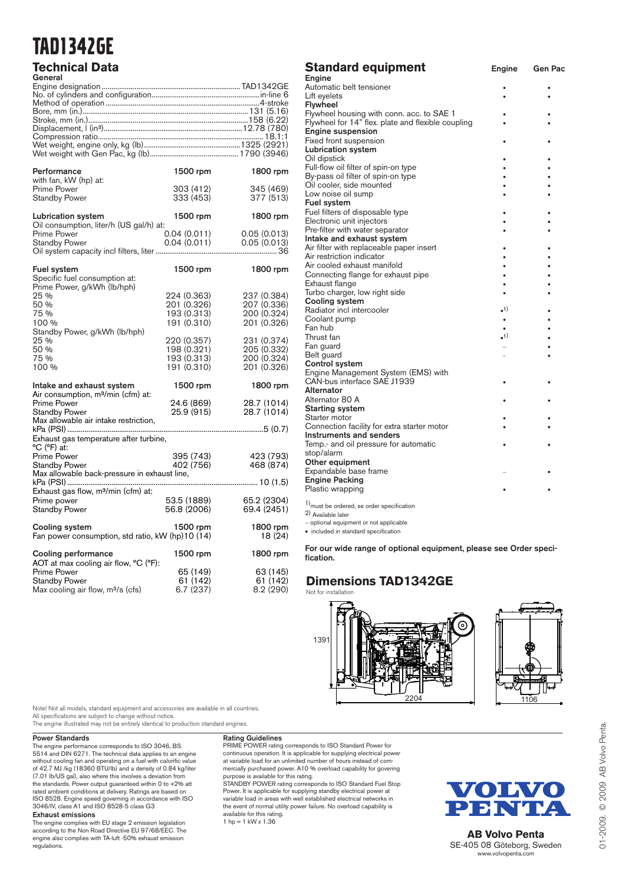# TAD1342GE

## Technical Data

### General

| | |
|---|---|
| Engine designation | TAD1342GE |
| No. of cylinders and configuration | in-line 6 |
| Method of operation | 4-stroke |
| Bore, mm (in.) | 131 (5.16) |
| Stroke, mm (in.) | 158 (6.22) |
| Displacement, l (in³) | 12.78 (780) |
| Compression ratio | 18.1:1 |
| Wet weight, engine only, kg (lb) | 1325 (2921) |
| Wet weight with Gen Pac, kg (lb) | 1790 (3946) |

| Performance | 1500 rpm | 1800 rpm |
|---|---|---|
| with fan, kW (hp) at: | | |
| Prime Power | 303 (412) | 345 (469) |
| Standby Power | 333 (453) | 377 (513) |

| Lubrication system | 1500 rpm | 1800 rpm |
|---|---|---|
| Oil consumption, liter/h (US gal/h) at: | | |
| Prime Power | 0.04 (0.011) | 0.05 (0.013) |
| Standby Power | 0.04 (0.011) | 0.05 (0.013) |
| Oil system capacity incl filters, liter | | 36 |

| Fuel system | 1500 rpm | 1800 rpm |
|---|---|---|
| Specific fuel consumption at: | | |
| Prime Power, g/kWh (lb/hph) | | |
| 25 % | 224 (0.363) | 237 (0.384) |
| 50 % | 201 (0.326) | 207 (0.336) |
| 75 % | 193 (0.313) | 200 (0.324) |
| 100 % | 191 (0.310) | 201 (0.326) |
| Standby Power, g/kWh (lb/hph) | | |
| 25 % | 220 (0.357) | 231 (0.374) |
| 50 % | 198 (0.321) | 205 (0.332) |
| 75 % | 193 (0.313) | 200 (0.324) |
| 100 % | 191 (0.310) | 201 (0.326) |

| Intake and exhaust system | 1500 rpm | 1800 rpm |
|---|---|---|
| Air consumption, m³/min (cfm) at: | | |
| Prime Power | 24.6 (869) | 28.7 (1014) |
| Standby Power | 25.9 (915) | 28.7 (1014) |
| Max allowable air intake restriction, kPa (PSI) | | 5 (0.7) |
| Exhaust gas temperature after turbine, °C (°F) at: | | |
| Prime Power | 395 (743) | 423 (793) |
| Standby Power | 402 (756) | 468 (874) |
| Max allowable back-pressure in exhaust line, kPa (PSI) | | 10 (1.5) |
| Exhaust gas flow, m³/min (cfm) at: | | |
| Prime power | 53.5 (1889) | 65.2 (2304) |
| Standby Power | 56.8 (2006) | 69.4 (2451) |

| Cooling system | 1500 rpm | 1800 rpm |
|---|---|---|
| Fan power consumption, std ratio, kW (hp) | 10 (14) | 18 (24) |

| Cooling performance | 1500 rpm | 1800 rpm |
|---|---|---|
| AOT at max cooling air flow, °C (°F): | | |
| Prime Power | 65 (149) | 63 (145) |
| Standby Power | 61 (142) | 61 (142) |
| Max cooling air flow, m³/s (cfs) | 6.7 (237) | 8.2 (290) |

## Standard equipment

| | Engine | Gen Pac |
|---|---|---|
| **Engine** | | |
| Automatic belt tensioner | • | • |
| Lift eyelets | • | • |
| **Flywheel** | | |
| Flywheel housing with conn. acc. to SAE 1 | • | • |
| Flywheel for 14" flex. plate and flexible coupling | • | • |
| **Engine suspension** | | |
| Fixed front suspension | • | • |
| **Lubrication system** | | |
| Oil dipstick | • | • |
| Full-flow oil filter of spin-on type | • | • |
| By-pass oil filter of spin-on type | • | • |
| Oil cooler, side mounted | • | • |
| Low noise oil sump | • | • |
| **Fuel system** | | |
| Fuel filters of disposable type | • | • |
| Electronic unit injectors | • | • |
| Pre-filter with water separator | • | • |
| **Intake and exhaust system** | | |
| Air filter with replaceable paper insert | • | • |
| Air restriction indicator | • | • |
| Air cooled exhaust manifold | • | • |
| Connecting flange for exhaust pipe | • | • |
| Exhaust flange | • | • |
| Turbo charger, low right side | • | • |
| **Cooling system** | | |
| Radiator incl intercooler | •[1] | • |
| Coolant pump | • | • |
| Fan hub | • | • |
| Thrust fan | •[1] | • |
| Fan guard | – | • |
| Belt guard | – | • |
| **Control system** | | |
| Engine Management System (EMS) with CAN-bus interface SAE J1939 | • | • |
| **Alternator** | | |
| Alternator 80 A | • | • |
| **Starting system** | | |
| Starter motor | • | • |
| Connection facility for extra starter motor | • | • |
| **Instruments and senders** | | |
| Temp.- and oil pressure for automatic stop/alarm | • | • |
| **Other equipment** | | |
| Expandable base frame | – | • |
| **Engine Packing** | | |
| Plastic wrapping | • | • |

[1] must be ordered, se order specification
[2] Available later
– optional equipment or not applicable
• included in standard specification

**For our wide range of optional equipment, please see Order specification.**

## Dimensions TAD1342GE

Not for installation

1391

2204

1106

Note! Not all models, standard equipment and accessories are available in all countries. All specifications are subject to change without notice.
The engine illustrated may not be entirely identical to production standard engines.

**Power Standards**
The engine performance corresponds to ISO 3046, BS 5514 and DIN 6271. The technical data applies to an engine without cooling fan and operating on a fuel with calorific value of 42.7 MJ /kg (18360 BTU/lb) and a density of 0.84 kg/liter (7.01 lb/US gal), also where this involves a deviation from the standards. Power output guaranteed within 0 to +2% att rated ambient conditions at delivery. Ratings are based on ISO 8528. Engine speed governing in accordance with ISO 3046/IV, class A1 and ISO 8528-5 class G3

**Exhaust emissions**
The engine complies with EU stage 2 emission legislation according to the Non Road Directive EU 97/68/EEC. The engine also complies with TA-luft -50% exhaust emission regulations.

**Rating Guidelines**
PRIME POWER rating corresponds to ISO Standard Power for continuous operation. It is applicable for supplying electrical power at variable load for an unlimited number of hours instead of commercially purchased power. A10 % overload capability for govering purpose is available for this rating.
STANDBY POWER rating corresponds to ISO Standard Fuel Stop Power. It is applicable for supplying standby electrical power at variable load in areas with well established electrical networks in the event of normal utility power failure. No overload capability is available for this rating.
1 hp = 1 kW x 1.36

VOLVO PENTA

**AB Volvo Penta**
SE-405 08 Göteborg, Sweden
www.volvopenta.com

01-2009. © 2009 AB Volvo Penta.